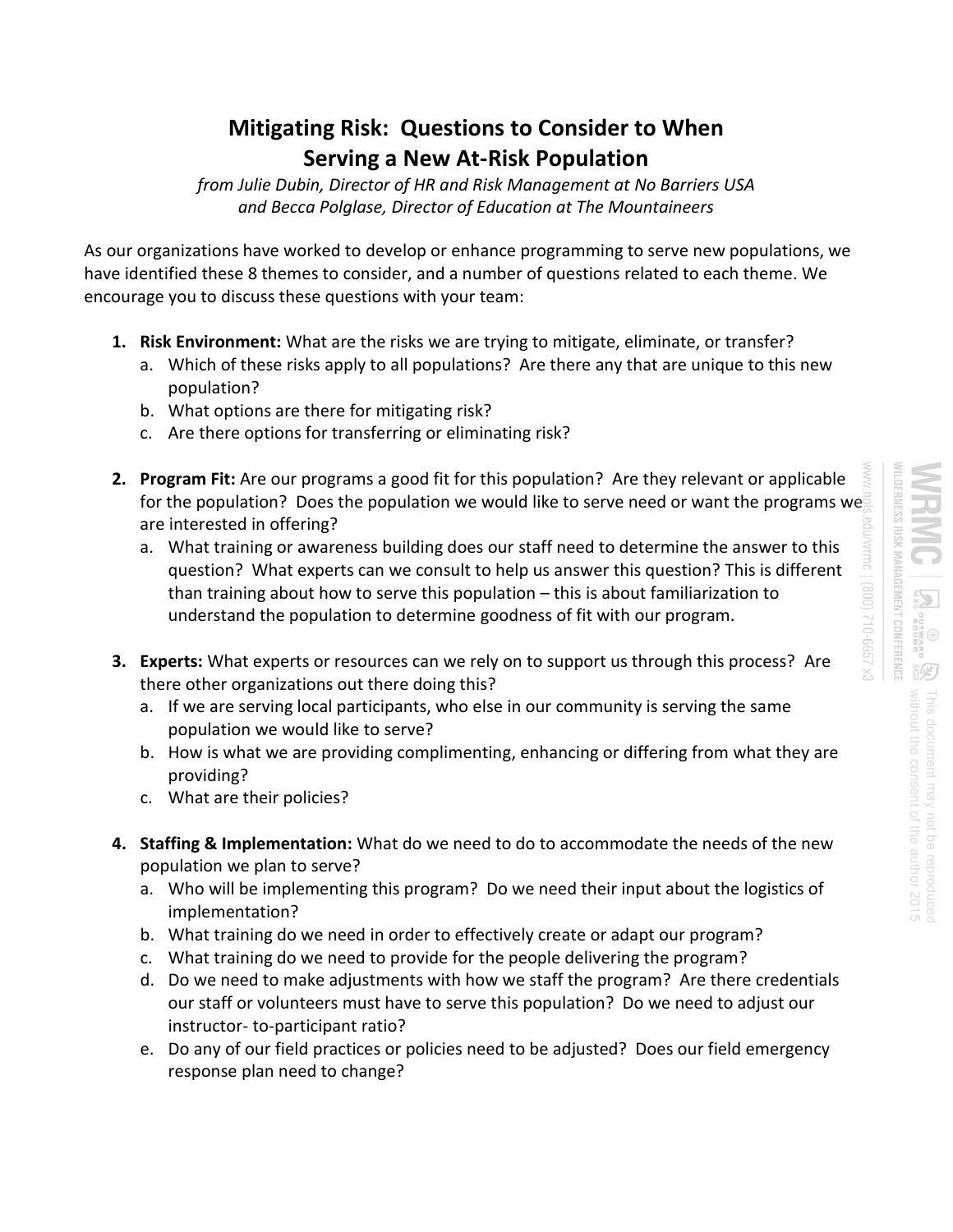# Mitigating Risk: Questions to Consider to When Serving a New At-Risk Population

*from Julie Dubin, Director of HR and Risk Management at No Barriers USA and Becca Polglase, Director of Education at The Mountaineers*

As our organizations have worked to develop or enhance programming to serve new populations, we have identified these 8 themes to consider, and a number of questions related to each theme. We encourage you to discuss these questions with your team:

1. **Risk Environment:** What are the risks we are trying to mitigate, eliminate, or transfer?
   a. Which of these risks apply to all populations? Are there any that are unique to this new population?
   b. What options are there for mitigating risk?
   c. Are there options for transferring or eliminating risk?

2. **Program Fit:** Are our programs a good fit for this population? Are they relevant or applicable for the population? Does the population we would like to serve need or want the programs we are interested in offering?
   a. What training or awareness building does our staff need to determine the answer to this question? What experts can we consult to help us answer this question? This is different than training about how to serve this population – this is about familiarization to understand the population to determine goodness of fit with our program.

3. **Experts:** What experts or resources can we rely on to support us through this process? Are there other organizations out there doing this?
   a. If we are serving local participants, who else in our community is serving the same population we would like to serve?
   b. How is what we are providing complimenting, enhancing or differing from what they are providing?
   c. What are their policies?

4. **Staffing & Implementation:** What do we need to do to accommodate the needs of the new population we plan to serve?
   a. Who will be implementing this program? Do we need their input about the logistics of implementation?
   b. What training do we need in order to effectively create or adapt our program?
   c. What training do we need to provide for the people delivering the program?
   d. Do we need to make adjustments with how we staff the program? Are there credentials our staff or volunteers must have to serve this population? Do we need to adjust our instructor- to-participant ratio?
   e. Do any of our field practices or policies need to be adjusted? Does our field emergency response plan need to change?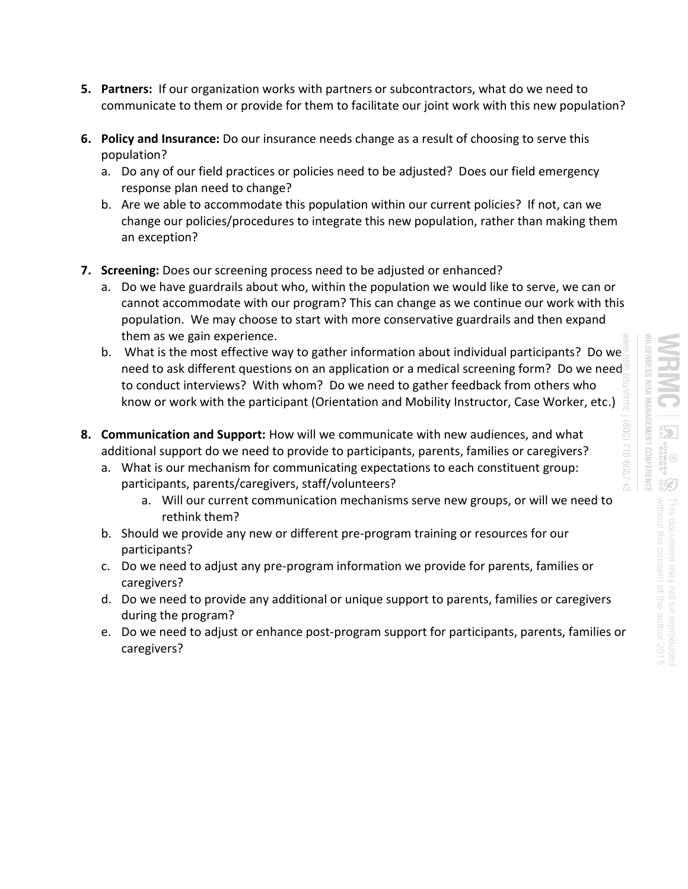5. **Partners:** If our organization works with partners or subcontractors, what do we need to communicate to them or provide for them to facilitate our joint work with this new population?

6. **Policy and Insurance:** Do our insurance needs change as a result of choosing to serve this population?
   a. Do any of our field practices or policies need to be adjusted? Does our field emergency response plan need to change?
   b. Are we able to accommodate this population within our current policies? If not, can we change our policies/procedures to integrate this new population, rather than making them an exception?

7. **Screening:** Does our screening process need to be adjusted or enhanced?
   a. Do we have guardrails about who, within the population we would like to serve, we can or cannot accommodate with our program? This can change as we continue our work with this population. We may choose to start with more conservative guardrails and then expand them as we gain experience.
   b. What is the most effective way to gather information about individual participants? Do we need to ask different questions on an application or a medical screening form? Do we need to conduct interviews? With whom? Do we need to gather feedback from others who know or work with the participant (Orientation and Mobility Instructor, Case Worker, etc.)

8. **Communication and Support:** How will we communicate with new audiences, and what additional support do we need to provide to participants, parents, families or caregivers?
   a. What is our mechanism for communicating expectations to each constituent group: participants, parents/caregivers, staff/volunteers?
      a. Will our current communication mechanisms serve new groups, or will we need to rethink them?
   b. Should we provide any new or different pre-program training or resources for our participants?
   c. Do we need to adjust any pre-program information we provide for parents, families or caregivers?
   d. Do we need to provide any additional or unique support to parents, families or caregivers during the program?
   e. Do we need to adjust or enhance post-program support for participants, parents, families or caregivers?